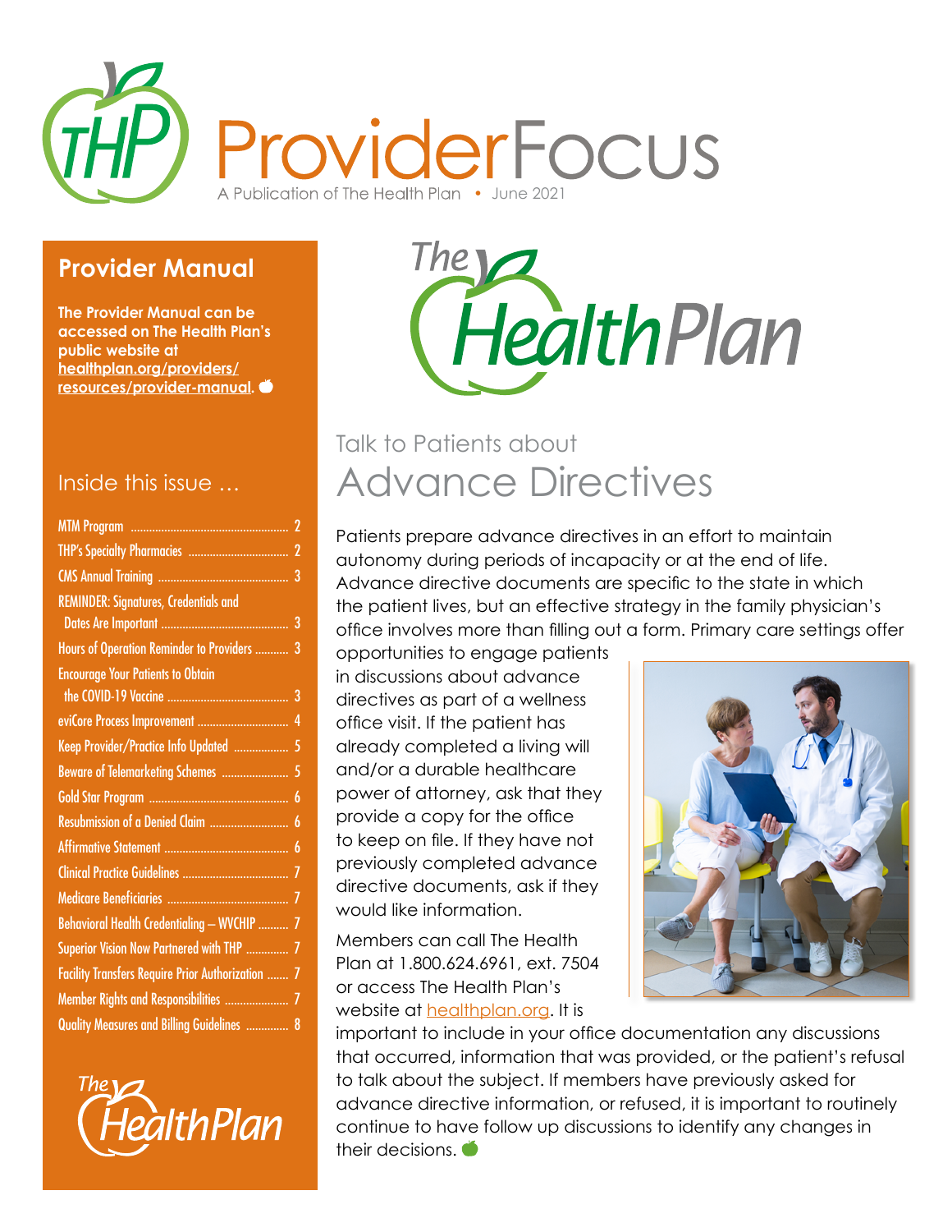# ProviderFocus

A Publication of The Health Plan • June 2021

## Provider Manual

**The Provider Manual can be accessed on The Health Plan's public website at healthplan.org/providers/resources/provider-manual.**

## Inside this issue …

| | |
|---|---|
| MTM Program | 2 |
| THP's Specialty Pharmacies | 2 |
| CMS Annual Training | 3 |
| REMINDER: Signatures, Credentials and Dates Are Important | 3 |
| Hours of Operation Reminder to Providers | 3 |
| Encourage Your Patients to Obtain the COVID-19 Vaccine | 3 |
| eviCore Process Improvement | 4 |
| Keep Provider/Practice Info Updated | 5 |
| Beware of Telemarketing Schemes | 5 |
| Gold Star Program | 6 |
| Resubmission of a Denied Claim | 6 |
| Affirmative Statement | 6 |
| Clinical Practice Guidelines | 7 |
| Medicare Beneficiaries | 7 |
| Behavioral Health Credentialing – WVCHIP | 7 |
| Superior Vision Now Partnered with THP | 7 |
| Facility Transfers Require Prior Authorization | 7 |
| Member Rights and Responsibilities | 7 |
| Quality Measures and Billing Guidelines | 8 |

## Talk to Patients about Advance Directives

Patients prepare advance directives in an effort to maintain autonomy during periods of incapacity or at the end of life. Advance directive documents are specific to the state in which the patient lives, but an effective strategy in the family physician's office involves more than filling out a form. Primary care settings offer opportunities to engage patients in discussions about advance directives as part of a wellness office visit. If the patient has already completed a living will and/or a durable healthcare power of attorney, ask that they provide a copy for the office to keep on file. If they have not previously completed advance directive documents, ask if they would like information.

Members can call The Health Plan at 1.800.624.6961, ext. 7504 or access The Health Plan's website at healthplan.org. It is important to include in your office documentation any discussions that occurred, information that was provided, or the patient's refusal to talk about the subject. If members have previously asked for advance directive information, or refused, it is important to routinely continue to have follow up discussions to identify any changes in their decisions.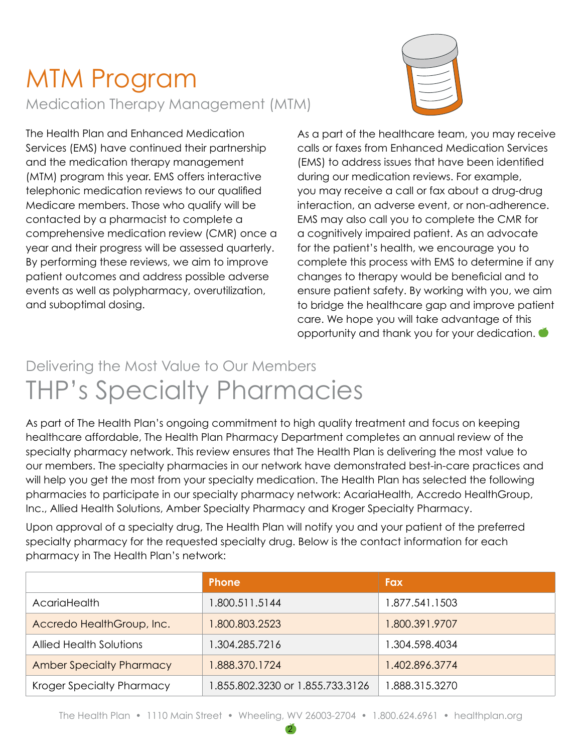# MTM Program

## Medication Therapy Management (MTM)

The Health Plan and Enhanced Medication Services (EMS) have continued their partnership and the medication therapy management (MTM) program this year. EMS offers interactive telephonic medication reviews to our qualified Medicare members. Those who qualify will be contacted by a pharmacist to complete a comprehensive medication review (CMR) once a year and their progress will be assessed quarterly. By performing these reviews, we aim to improve patient outcomes and address possible adverse events as well as polypharmacy, overutilization, and suboptimal dosing.

As a part of the healthcare team, you may receive calls or faxes from Enhanced Medication Services (EMS) to address issues that have been identified during our medication reviews. For example, you may receive a call or fax about a drug-drug interaction, an adverse event, or non-adherence. EMS may also call you to complete the CMR for a cognitively impaired patient. As an advocate for the patient's health, we encourage you to complete this process with EMS to determine if any changes to therapy would be beneficial and to ensure patient safety. By working with you, we aim to bridge the healthcare gap and improve patient care. We hope you will take advantage of this opportunity and thank you for your dedication.

### Delivering the Most Value to Our Members

# THP's Specialty Pharmacies

As part of The Health Plan's ongoing commitment to high quality treatment and focus on keeping healthcare affordable, The Health Plan Pharmacy Department completes an annual review of the specialty pharmacy network. This review ensures that The Health Plan is delivering the most value to our members. The specialty pharmacies in our network have demonstrated best-in-care practices and will help you get the most from your specialty medication. The Health Plan has selected the following pharmacies to participate in our specialty pharmacy network: AcariaHealth, Accredo HealthGroup, Inc., Allied Health Solutions, Amber Specialty Pharmacy and Kroger Specialty Pharmacy.

Upon approval of a specialty drug, The Health Plan will notify you and your patient of the preferred specialty pharmacy for the requested specialty drug. Below is the contact information for each pharmacy in The Health Plan's network:

| | Phone | Fax |
|---|---|---|
| AcariaHealth | 1.800.511.5144 | 1.877.541.1503 |
| Accredo HealthGroup, Inc. | 1.800.803.2523 | 1.800.391.9707 |
| Allied Health Solutions | 1.304.285.7216 | 1.304.598.4034 |
| Amber Specialty Pharmacy | 1.888.370.1724 | 1.402.896.3774 |
| Kroger Specialty Pharmacy | 1.855.802.3230 or 1.855.733.3126 | 1.888.315.3270 |

The Health Plan • 1110 Main Street • Wheeling, WV 26003-2704 • 1.800.624.6961 • healthplan.org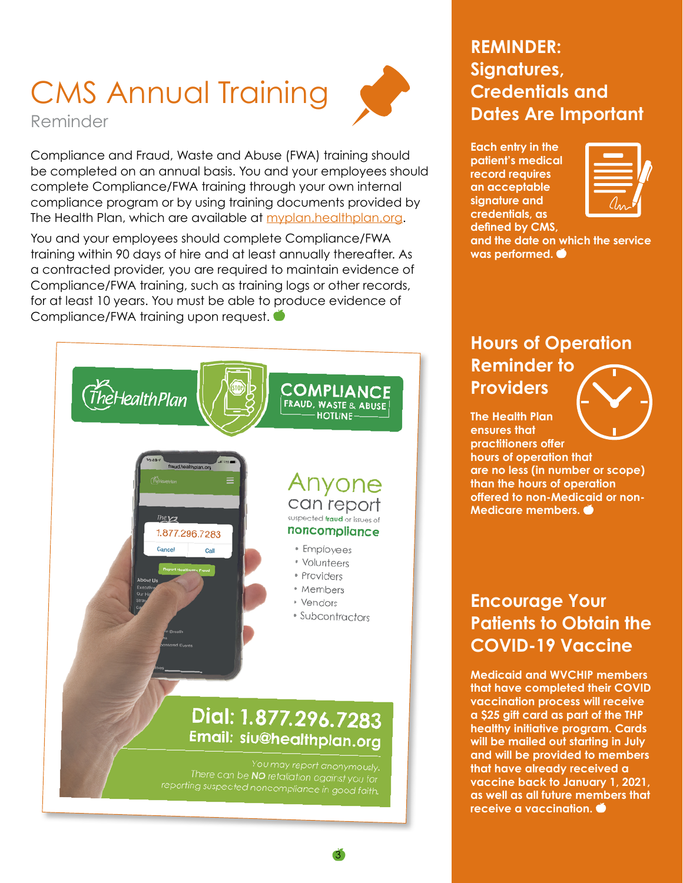# CMS Annual Training

Reminder

Compliance and Fraud, Waste and Abuse (FWA) training should be completed on an annual basis. You and your employees should complete Compliance/FWA training through your own internal compliance program or by using training documents provided by The Health Plan, which are available at myplan.healthplan.org.

You and your employees should complete Compliance/FWA training within 90 days of hire and at least annually thereafter. As a contracted provider, you are required to maintain evidence of Compliance/FWA training, such as training logs or other records, for at least 10 years. You must be able to produce evidence of Compliance/FWA training upon request.

TheHealthPlan

**COMPLIANCE**
FRAUD, WASTE & ABUSE
HOTLINE

Anyone can report suspected **fraud** or issues of **noncompliance**

- Employees
- Volunteers
- Providers
- Members
- Vendors
- Subcontractors

**Dial: 1.877.296.7283**
**Email: siu@healthplan.org**

*You may report anonymously. There can be **NO** retaliation against you for reporting suspected noncompliance in good faith.*

## REMINDER: Signatures, Credentials and Dates Are Important

**Each entry in the patient's medical record requires an acceptable signature and credentials, as defined by CMS, and the date on which the service was performed.**

## Hours of Operation Reminder to Providers

**The Health Plan ensures that practitioners offer hours of operation that are no less (in number or scope) than the hours of operation offered to non-Medicaid or non-Medicare members.**

## Encourage Your Patients to Obtain the COVID-19 Vaccine

**Medicaid and WVCHIP members that have completed their COVID vaccination process will receive a $25 gift card as part of the THP healthy initiative program. Cards will be mailed out starting in July and will be provided to members that have already received a vaccine back to January 1, 2021, as well as all future members that receive a vaccination.**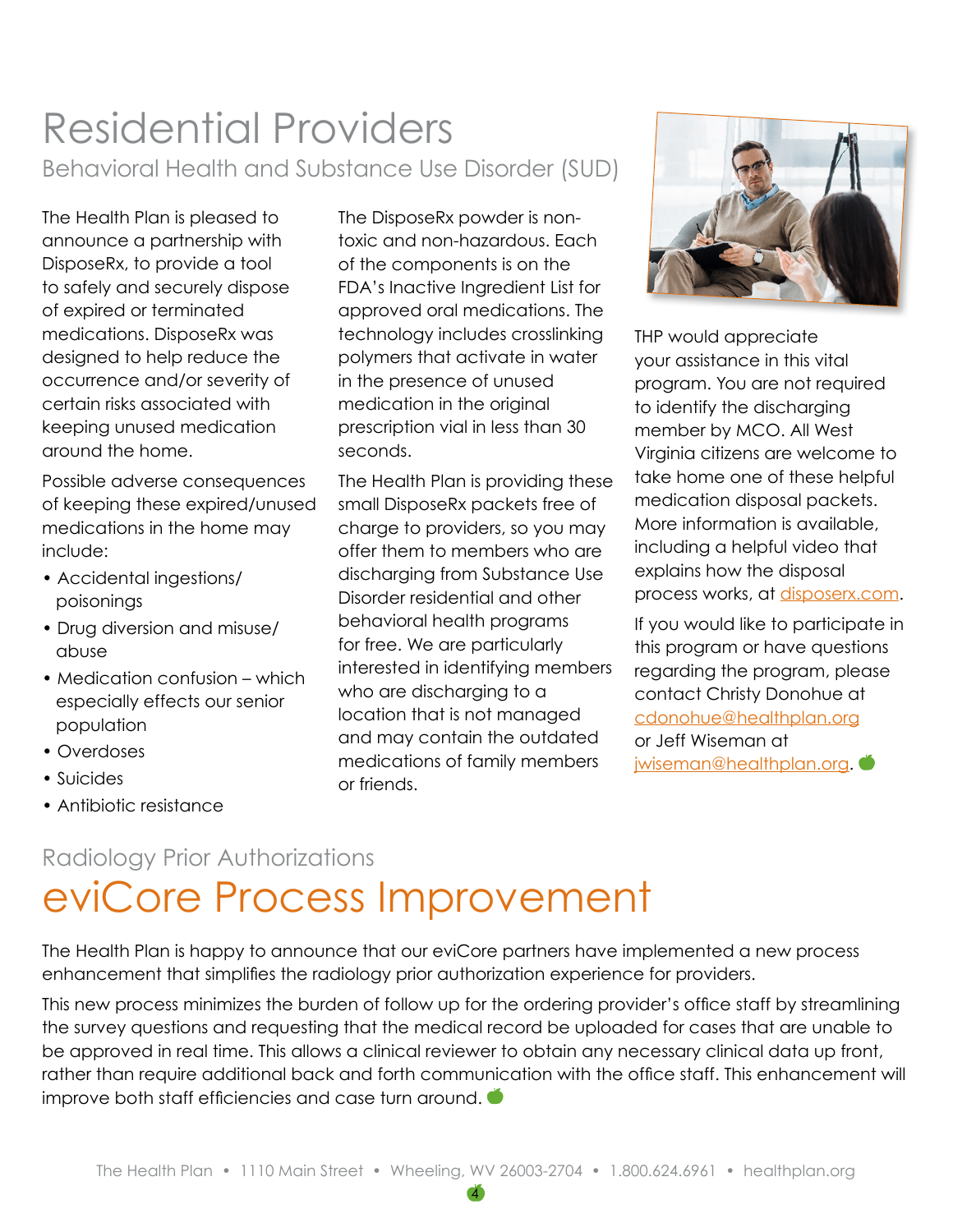# Residential Providers

## Behavioral Health and Substance Use Disorder (SUD)

The Health Plan is pleased to announce a partnership with DisposeRx, to provide a tool to safely and securely dispose of expired or terminated medications. DisposeRx was designed to help reduce the occurrence and/or severity of certain risks associated with keeping unused medication around the home.

Possible adverse consequences of keeping these expired/unused medications in the home may include:

- Accidental ingestions/ poisonings
- Drug diversion and misuse/ abuse
- Medication confusion – which especially effects our senior population
- Overdoses
- Suicides
- Antibiotic resistance

The DisposeRx powder is non-toxic and non-hazardous. Each of the components is on the FDA's Inactive Ingredient List for approved oral medications. The technology includes crosslinking polymers that activate in water in the presence of unused medication in the original prescription vial in less than 30 seconds.

The Health Plan is providing these small DisposeRx packets free of charge to providers, so you may offer them to members who are discharging from Substance Use Disorder residential and other behavioral health programs for free. We are particularly interested in identifying members who are discharging to a location that is not managed and may contain the outdated medications of family members or friends.

THP would appreciate your assistance in this vital program. You are not required to identify the discharging member by MCO. All West Virginia citizens are welcome to take home one of these helpful medication disposal packets. More information is available, including a helpful video that explains how the disposal process works, at disposerx.com.

If you would like to participate in this program or have questions regarding the program, please contact Christy Donohue at cdonohue@healthplan.org or Jeff Wiseman at jwiseman@healthplan.org.

## Radiology Prior Authorizations

# eviCore Process Improvement

The Health Plan is happy to announce that our eviCore partners have implemented a new process enhancement that simplifies the radiology prior authorization experience for providers.

This new process minimizes the burden of follow up for the ordering provider's office staff by streamlining the survey questions and requesting that the medical record be uploaded for cases that are unable to be approved in real time. This allows a clinical reviewer to obtain any necessary clinical data up front, rather than require additional back and forth communication with the office staff. This enhancement will improve both staff efficiencies and case turn around.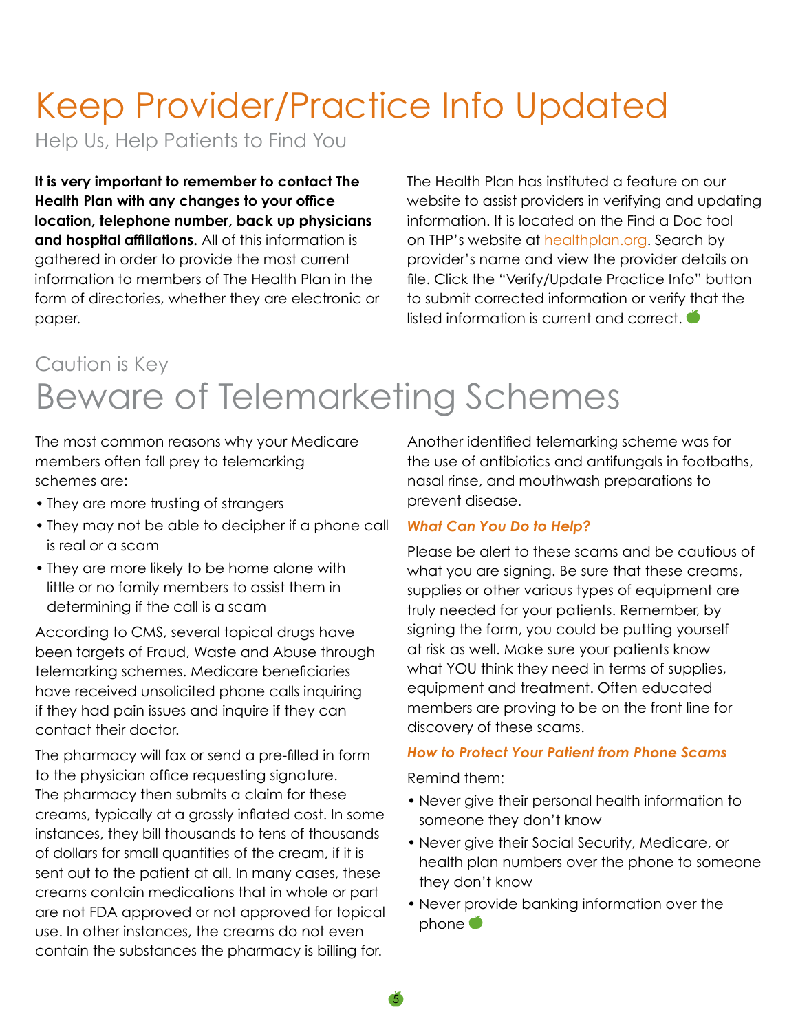# Keep Provider/Practice Info Updated

Help Us, Help Patients to Find You

**It is very important to remember to contact The Health Plan with any changes to your office location, telephone number, back up physicians and hospital affiliations.** All of this information is gathered in order to provide the most current information to members of The Health Plan in the form of directories, whether they are electronic or paper.

The Health Plan has instituted a feature on our website to assist providers in verifying and updating information. It is located on the Find a Doc tool on THP's website at healthplan.org. Search by provider's name and view the provider details on file. Click the "Verify/Update Practice Info" button to submit corrected information or verify that the listed information is current and correct.

Caution is Key

# Beware of Telemarketing Schemes

The most common reasons why your Medicare members often fall prey to telemarking schemes are:

- They are more trusting of strangers
- They may not be able to decipher if a phone call is real or a scam
- They are more likely to be home alone with little or no family members to assist them in determining if the call is a scam

According to CMS, several topical drugs have been targets of Fraud, Waste and Abuse through telemarking schemes. Medicare beneficiaries have received unsolicited phone calls inquiring if they had pain issues and inquire if they can contact their doctor.

The pharmacy will fax or send a pre-filled in form to the physician office requesting signature. The pharmacy then submits a claim for these creams, typically at a grossly inflated cost. In some instances, they bill thousands to tens of thousands of dollars for small quantities of the cream, if it is sent out to the patient at all. In many cases, these creams contain medications that in whole or part are not FDA approved or not approved for topical use. In other instances, the creams do not even contain the substances the pharmacy is billing for.

Another identified telemarking scheme was for the use of antibiotics and antifungals in footbaths, nasal rinse, and mouthwash preparations to prevent disease.

### *What Can You Do to Help?*

Please be alert to these scams and be cautious of what you are signing. Be sure that these creams, supplies or other various types of equipment are truly needed for your patients. Remember, by signing the form, you could be putting yourself at risk as well. Make sure your patients know what YOU think they need in terms of supplies, equipment and treatment. Often educated members are proving to be on the front line for discovery of these scams.

### *How to Protect Your Patient from Phone Scams*

Remind them:

- Never give their personal health information to someone they don't know
- Never give their Social Security, Medicare, or health plan numbers over the phone to someone they don't know
- Never provide banking information over the phone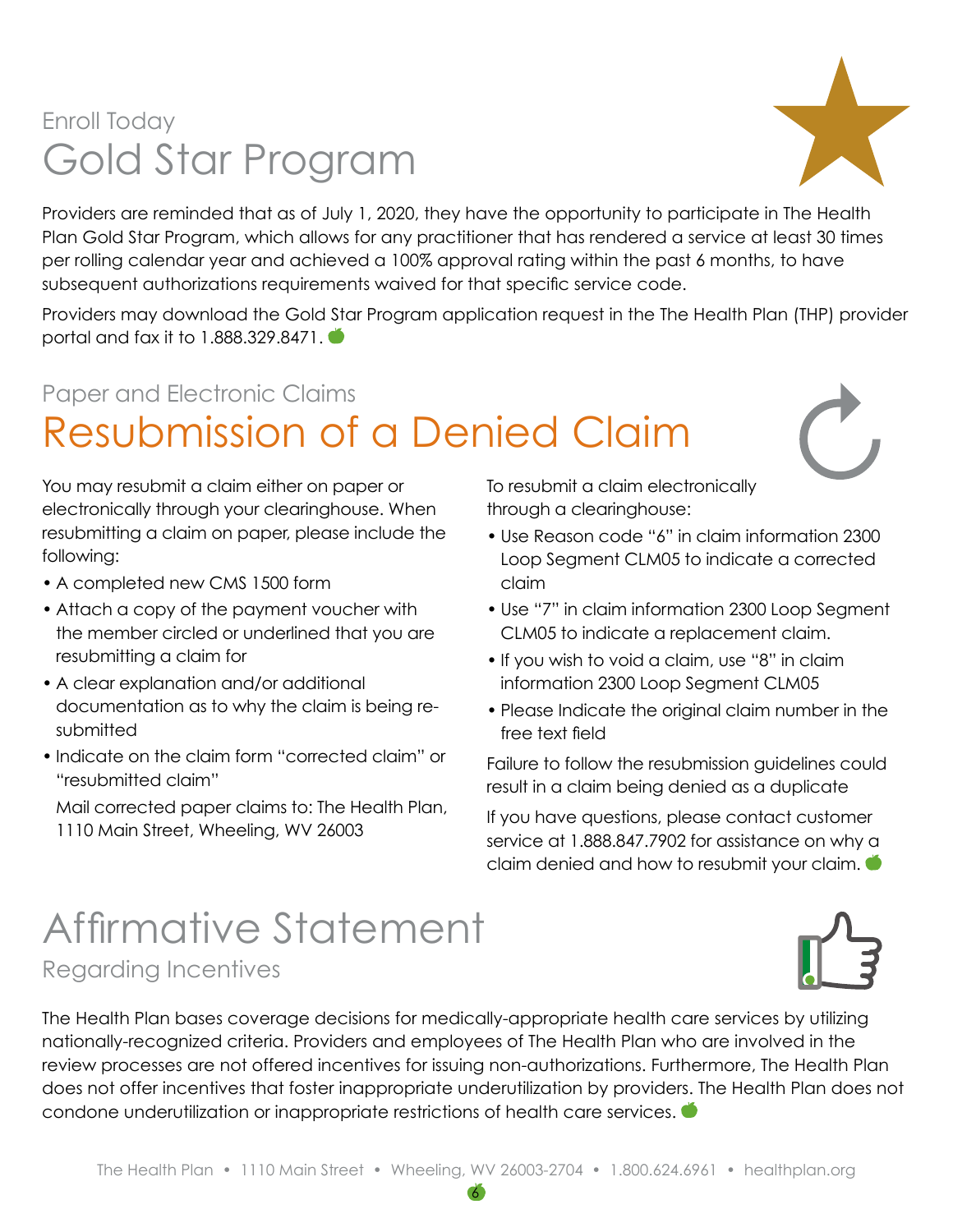Enroll Today

# Gold Star Program

Providers are reminded that as of July 1, 2020, they have the opportunity to participate in The Health Plan Gold Star Program, which allows for any practitioner that has rendered a service at least 30 times per rolling calendar year and achieved a 100% approval rating within the past 6 months, to have subsequent authorizations requirements waived for that specific service code.

Providers may download the Gold Star Program application request in the The Health Plan (THP) provider portal and fax it to 1.888.329.8471.

Paper and Electronic Claims

# Resubmission of a Denied Claim

You may resubmit a claim either on paper or electronically through your clearinghouse. When resubmitting a claim on paper, please include the following:

- A completed new CMS 1500 form
- Attach a copy of the payment voucher with the member circled or underlined that you are resubmitting a claim for
- A clear explanation and/or additional documentation as to why the claim is being re-submitted
- Indicate on the claim form "corrected claim" or "resubmitted claim"

  Mail corrected paper claims to: The Health Plan, 1110 Main Street, Wheeling, WV 26003

To resubmit a claim electronically through a clearinghouse:

- Use Reason code "6" in claim information 2300 Loop Segment CLM05 to indicate a corrected claim
- Use "7" in claim information 2300 Loop Segment CLM05 to indicate a replacement claim.
- If you wish to void a claim, use "8" in claim information 2300 Loop Segment CLM05
- Please Indicate the original claim number in the free text field

Failure to follow the resubmission guidelines could result in a claim being denied as a duplicate

If you have questions, please contact customer service at 1.888.847.7902 for assistance on why a claim denied and how to resubmit your claim.

# Affirmative Statement

Regarding Incentives

The Health Plan bases coverage decisions for medically-appropriate health care services by utilizing nationally-recognized criteria. Providers and employees of The Health Plan who are involved in the review processes are not offered incentives for issuing non-authorizations. Furthermore, The Health Plan does not offer incentives that foster inappropriate underutilization by providers. The Health Plan does not condone underutilization or inappropriate restrictions of health care services.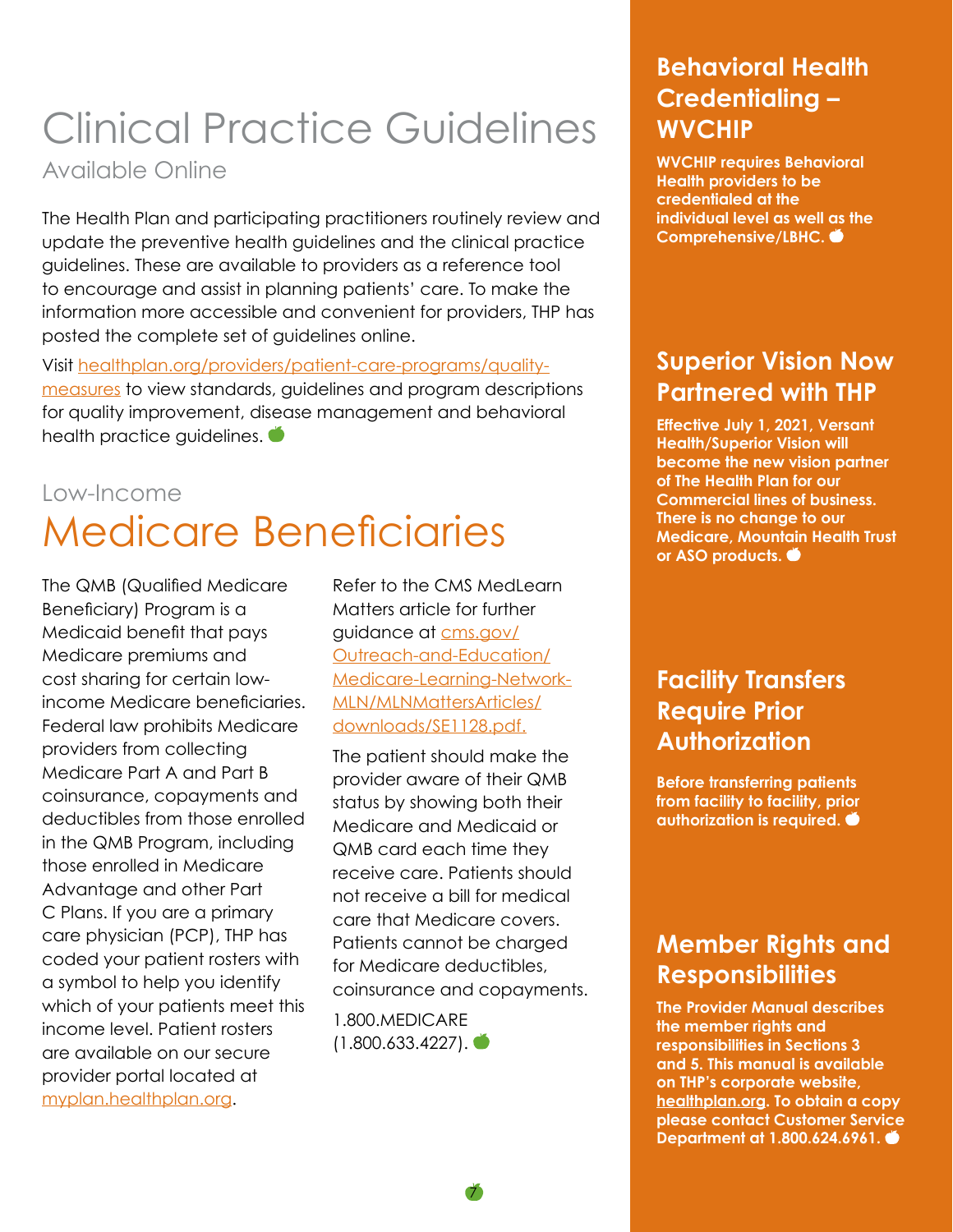# Clinical Practice Guidelines

## Available Online

The Health Plan and participating practitioners routinely review and update the preventive health guidelines and the clinical practice guidelines. These are available to providers as a reference tool to encourage and assist in planning patients' care. To make the information more accessible and convenient for providers, THP has posted the complete set of guidelines online.

Visit healthplan.org/providers/patient-care-programs/quality-measures to view standards, guidelines and program descriptions for quality improvement, disease management and behavioral health practice guidelines.

## Low-Income Medicare Beneficiaries

The QMB (Qualified Medicare Beneficiary) Program is a Medicaid benefit that pays Medicare premiums and cost sharing for certain low-income Medicare beneficiaries. Federal law prohibits Medicare providers from collecting Medicare Part A and Part B coinsurance, copayments and deductibles from those enrolled in the QMB Program, including those enrolled in Medicare Advantage and other Part C Plans. If you are a primary care physician (PCP), THP has coded your patient rosters with a symbol to help you identify which of your patients meet this income level. Patient rosters are available on our secure provider portal located at myplan.healthplan.org.

Refer to the CMS MedLearn Matters article for further guidance at cms.gov/Outreach-and-Education/Medicare-Learning-Network-MLN/MLNMattersArticles/downloads/SE1128.pdf.

The patient should make the provider aware of their QMB status by showing both their Medicare and Medicaid or QMB card each time they receive care. Patients should not receive a bill for medical care that Medicare covers. Patients cannot be charged for Medicare deductibles, coinsurance and copayments.

1.800.MEDICARE (1.800.633.4227).

## Behavioral Health Credentialing – WVCHIP

**WVCHIP requires Behavioral Health providers to be credentialed at the individual level as well as the Comprehensive/LBHC.**

## Superior Vision Now Partnered with THP

**Effective July 1, 2021, Versant Health/Superior Vision will become the new vision partner of The Health Plan for our Commercial lines of business. There is no change to our Medicare, Mountain Health Trust or ASO products.**

## Facility Transfers Require Prior Authorization

**Before transferring patients from facility to facility, prior authorization is required.**

## Member Rights and Responsibilities

**The Provider Manual describes the member rights and responsibilities in Sections 3 and 5. This manual is available on THP's corporate website, healthplan.org. To obtain a copy please contact Customer Service Department at 1.800.624.6961.**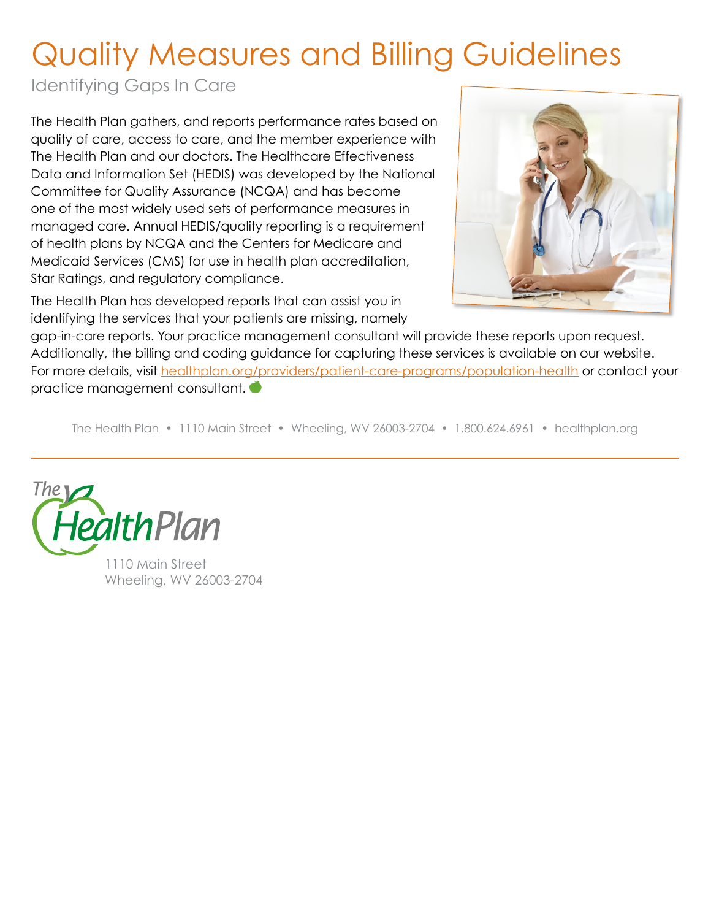# Quality Measures and Billing Guidelines

## Identifying Gaps In Care

The Health Plan gathers, and reports performance rates based on quality of care, access to care, and the member experience with The Health Plan and our doctors. The Healthcare Effectiveness Data and Information Set (HEDIS) was developed by the National Committee for Quality Assurance (NCQA) and has become one of the most widely used sets of performance measures in managed care. Annual HEDIS/quality reporting is a requirement of health plans by NCQA and the Centers for Medicare and Medicaid Services (CMS) for use in health plan accreditation, Star Ratings, and regulatory compliance.

The Health Plan has developed reports that can assist you in identifying the services that your patients are missing, namely gap-in-care reports. Your practice management consultant will provide these reports upon request. Additionally, the billing and coding guidance for capturing these services is available on our website. For more details, visit healthplan.org/providers/patient-care-programs/population-health or contact your practice management consultant.

The Health Plan • 1110 Main Street • Wheeling, WV 26003-2704 • 1.800.624.6961 • healthplan.org

The HealthPlan

1110 Main Street
Wheeling, WV 26003-2704